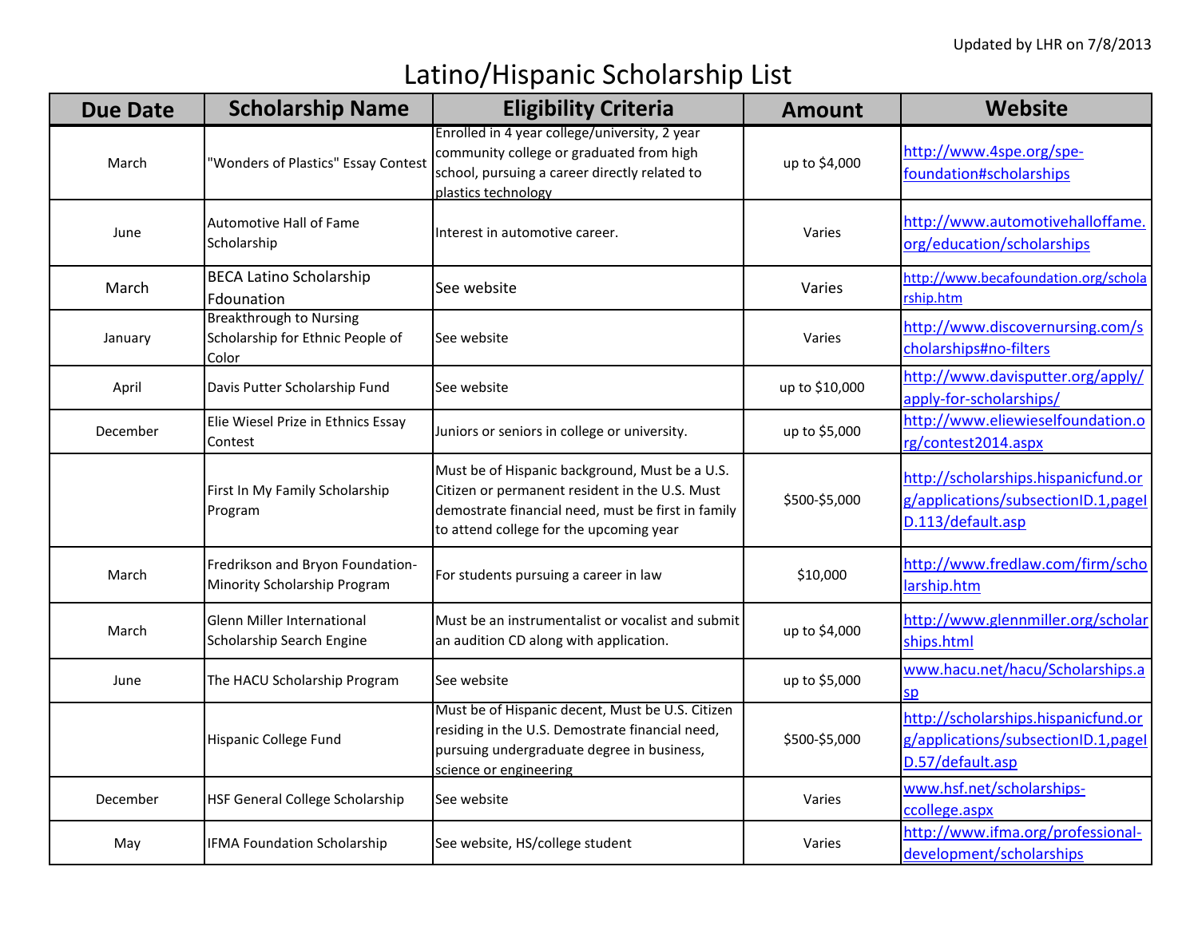Updated by LHR on 7/8/2013

# Latino/Hispanic Scholarship List

| Due Date | Scholarship Name | Eligibility Criteria | Amount | Website |
|---|---|---|---|---|
| March | "Wonders of Plastics" Essay Contest | Enrolled in 4 year college/university, 2 year community college or graduated from high school, pursuing a career directly related to plastics technology | up to $4,000 | http://www.4spe.org/spe-foundation#scholarships |
| June | Automotive Hall of Fame Scholarship | Interest in automotive career. | Varies | http://www.automotivehalloffame.org/education/scholarships |
| March | BECA Latino Scholarship Fdounation | See website | Varies | http://www.becafoundation.org/scholarship.htm |
| January | Breakthrough to Nursing Scholarship for Ethnic People of Color | See website | Varies | http://www.discovernursing.com/scholarships#no-filters |
| April | Davis Putter Scholarship Fund | See website | up to $10,000 | http://www.davisputter.org/apply/apply-for-scholarships/ |
| December | Elie Wiesel Prize in Ethnics Essay Contest | Juniors or seniors in college or university. | up to $5,000 | http://www.eliewieselfoundation.org/contest2014.aspx |
| | First In My Family Scholarship Program | Must be of Hispanic background, Must be a U.S. Citizen or permanent resident in the U.S. Must demostrate financial need, must be first in family to attend college for the upcoming year | $500-$5,000 | http://scholarships.hispanicfund.org/applications/subsectionID.1,pageID.113/default.asp |
| March | Fredrikson and Bryon Foundation-Minority Scholarship Program | For students pursuing a career in law | $10,000 | http://www.fredlaw.com/firm/scholarship.htm |
| March | Glenn Miller International Scholarship Search Engine | Must be an instrumentalist or vocalist and submit an audition CD along with application. | up to $4,000 | http://www.glennmiller.org/scholarships.html |
| June | The HACU Scholarship Program | See website | up to $5,000 | www.hacu.net/hacu/Scholarships.asp |
| | Hispanic College Fund | Must be of Hispanic decent, Must be U.S. Citizen residing in the U.S. Demostrate financial need, pursuing undergraduate degree in business, science or engineering | $500-$5,000 | http://scholarships.hispanicfund.org/applications/subsectionID.1,pageID.57/default.asp |
| December | HSF General College Scholarship | See website | Varies | www.hsf.net/scholarships-ccollege.aspx |
| May | IFMA Foundation Scholarship | See website, HS/college student | Varies | http://www.ifma.org/professional-development/scholarships |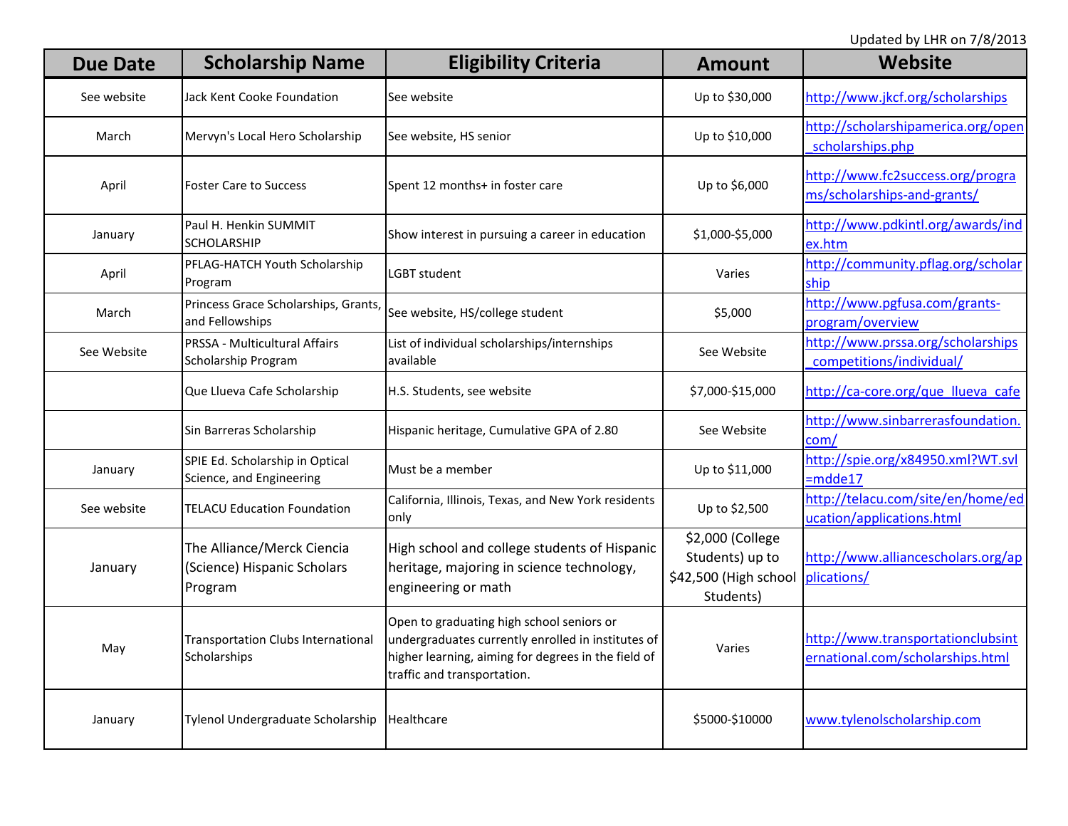Updated by LHR on 7/8/2013

| Due Date | Scholarship Name | Eligibility Criteria | Amount | Website |
|---|---|---|---|---|
| See website | Jack Kent Cooke Foundation | See website | Up to $30,000 | http://www.jkcf.org/scholarships |
| March | Mervyn's Local Hero Scholarship | See website, HS senior | Up to $10,000 | http://scholarshipamerica.org/open_scholarships.php |
| April | Foster Care to Success | Spent 12 months+ in foster care | Up to $6,000 | http://www.fc2success.org/programs/scholarships-and-grants/ |
| January | Paul H. Henkin SUMMIT SCHOLARSHIP | Show interest in pursuing a career in education | $1,000-$5,000 | http://www.pdkintl.org/awards/index.htm |
| April | PFLAG-HATCH Youth Scholarship Program | LGBT student | Varies | http://community.pflag.org/scholarship |
| March | Princess Grace Scholarships, Grants, and Fellowships | See website, HS/college student | $5,000 | http://www.pgfusa.com/grants-program/overview |
| See Website | PRSSA - Multicultural Affairs Scholarship Program | List of individual scholarships/internships available | See Website | http://www.prssa.org/scholarships_competitions/individual/ |
| | Que Llueva Cafe Scholarship | H.S. Students, see website | $7,000-$15,000 | http://ca-core.org/que_llueva_cafe |
| | Sin Barreras Scholarship | Hispanic heritage, Cumulative GPA of 2.80 | See Website | http://www.sinbarrerasfoundation.com/ |
| January | SPIE Ed. Scholarship in Optical Science, and Engineering | Must be a member | Up to $11,000 | http://spie.org/x84950.xml?WT.svl=mdde17 |
| See website | TELACU Education Foundation | California, Illinois, Texas, and New York residents only | Up to $2,500 | http://telacu.com/site/en/home/education/applications.html |
| January | The Alliance/Merck Ciencia (Science) Hispanic Scholars Program | High school and college students of Hispanic heritage, majoring in science technology, engineering or math | $2,000 (College Students) up to $42,500 (High school Students) | http://www.alliancescholars.org/applications/ |
| May | Transportation Clubs International Scholarships | Open to graduating high school seniors or undergraduates currently enrolled in institutes of higher learning, aiming for degrees in the field of traffic and transportation. | Varies | http://www.transportationclubsinternational.com/scholarships.html |
| January | Tylenol Undergraduate Scholarship | Healthcare | $5000-$10000 | www.tylenolscholarship.com |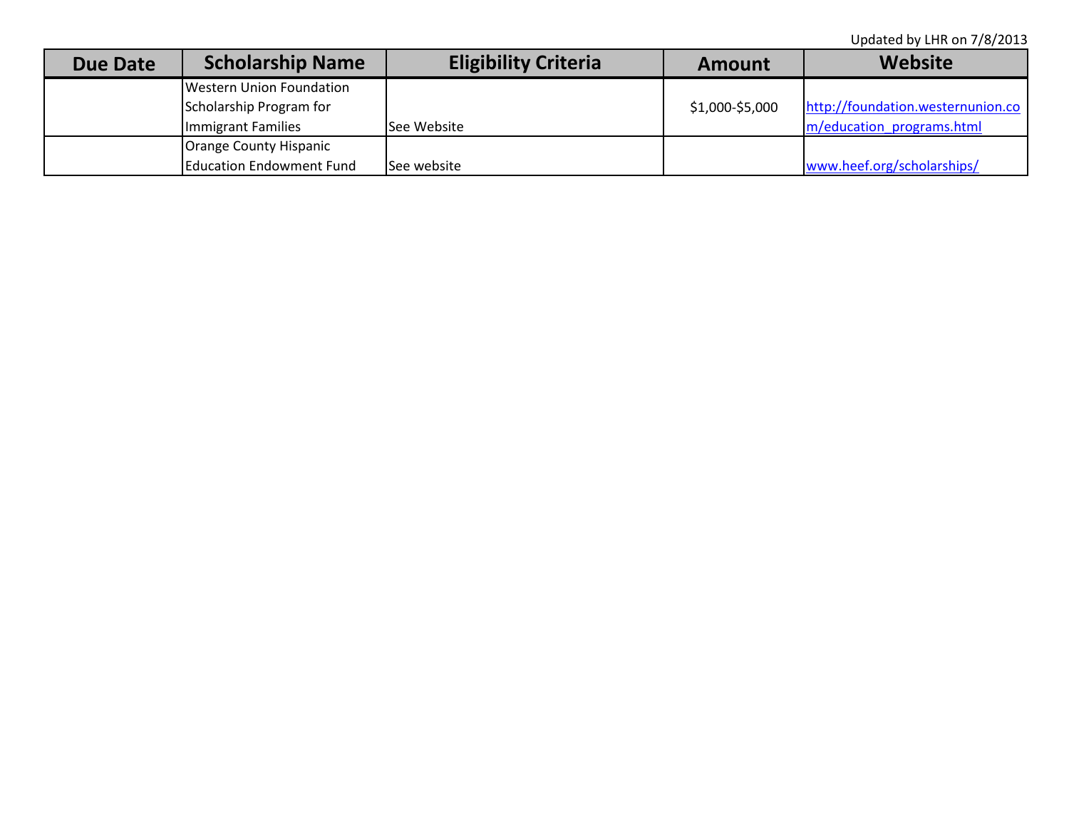Updated by LHR on 7/8/2013

| Due Date | Scholarship Name | Eligibility Criteria | Amount | Website |
|---|---|---|---|---|
| | Western Union Foundation Scholarship Program for Immigrant Families | See Website | $1,000-$5,000 | http://foundation.westernunion.com/education_programs.html |
| | Orange County Hispanic Education Endowment Fund | See website | | www.heef.org/scholarships/ |